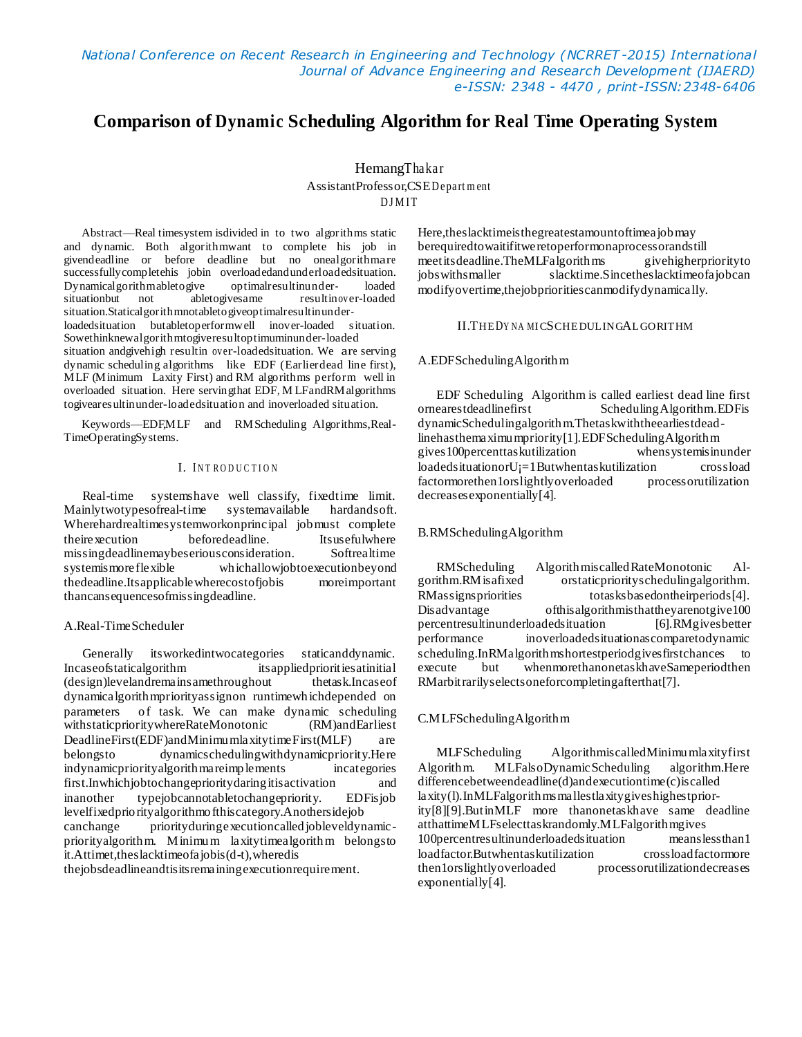# Comparison of Dynamic Scheduling Algorithm for Real Time Operating System

HemangThakar
AssistantProfessor,CSEDepartment
DJMIT

Abstract—Real timesystem isdivided in to two algorithms static and dynamic. Both algorithmwant to complete his job in givendeadline or before deadline but no onealgorithmare successfullycompletehis jobin overloadedandunderloadedsituation. Dynamicalgorithmabletogive optimalresultunder- loaded situationbut not abletogivesame resultinover-loaded situation.Staticalgorithmnotabletogiveoptimalresultinunder-loadedsituation butabletoperformwell inover-loaded situation. Sowethinknewalgorithmtogiveresultoptimuminunder-loaded situation andgivehigh resultin over-loadedsituation. We are serving dynamic scheduling algorithms like EDF (Earlierdead line first), MLF (Minimum Laxity First) and RM algorithms perform well in overloaded situation. Here servingthat EDF, MLFandRMalgorithms togivearesultinunder-loadedsituation and inoverloaded situation.

Keywords—EDF,MLF and RMScheduling Algorithms,Real-TimeOperatingSystems.

## I. INTRODUCTION

Real-time systemshave well classify, fixedtime limit. Mainlytwotypesofreal-time systemavailable hardandsoft. Wherehardrealtimesystemworkonprincipal jobmust complete theirexecution beforedeadline. Itsusefulwhere missingdeadlinemaybeseriousconsideration. Softrealtime systemismoreflexible whichallowjobtoexecutionbeyond thedeadline.Itsapplicablewherecostofjobis moreimportant thancansequencesofmissingdeadline.

### A.Real-TimeScheduler

Generally itsworkedintwocategories staticanddynamic. Incaseofstaticalgorithm itsappliedprioritiesatinitial (design)levelandremainsamethroughout thetask.Incaseof dynamicalgorithmprioritysassignon runtimewhichdepended on parameters of task. We can make dynamic scheduling withstaticprioritywhereRateMonotonic (RM)andEarliest DeadlineFirst(EDF)andMinimumlaxitytimeFirst(MLF) are belongsto dynamicschedulingwithdynamicpriority.Here indynamicpriorityalgorithmareimplements incategories first.Inwhichjobtochangeprioritydaringitisactivation and inanother typejobcannotabletochangepriority. EDFisjob levelfixedpriorityalgorithmofthiscategory.Anothersidejob canchange priorityduringexecutioncalledjobleveldynamic-priorityalgorithm. Minimum laxitytimealgorithm belongsto it.Attimet,theslacktimeofajobis(d-t),wheredis thejobsdeadlineandtisitsremainingexecutionrequirement.

Here,theslacktimeisthegreatestamountoftimeajobmay berequiredtowaitifitweretoperformonaprocessorandstill meetitsdeadline.TheMLFalgorithms givehigherpriorityto jobswithsmaller slacktime.Sincetheslacktimeofajobcan modifyovertime,thejobprioritiescanmodifydynamically.

## II.THEDYNAMICSCHEDULINGALGORITHM

### A.EDFSchedulingAlgorithm

EDF Scheduling Algorithm is called earliest dead line first ornearestdeadlinefirst SchedulingAlgorithm.EDFis dynamicSchedulingalgorithm.Thetaskwiththeearliestdead-linehasthemaximumpriority[1].EDFSchedulingAlgorithm gives100percenttaskutilization whensystemisinunder loadedsituationorU¡=1Butwhentaskutilization crossload factormorethen1orslightlyoverloaded processorutilization decreasesexponentially[4].

### B.RMSchedulingAlgorithm

RMScheduling AlgorithmiscalledRateMonotonic Al-gorithm.RMisafixed orstaticpriorityschedulingalgorithm. RMassignspriorities totasksbasedontheirperiods[4]. Disadvantage ofthisalgorithmisthattheyarenotgive100 percentresultinunderloadedsituation [6].RMgivesbetter performance inoverloadedsituationascomparetodynamic scheduling.InRMalgorithmshortestperiodgivesfirstchances to execute but whenmorethanonetaskhaveSameperiodthen RMarbitrarilyselectsoneforcompletingafterthat[7].

### C.MLFSchedulingAlgorithm

MLFScheduling AlgorithmiscalledMinimumlaxityfirst Algorithm. MLFalsoDynamicScheduling algorithm.Here differencebetweendeadline(d)andexecutiontime(c)iscalled laxity(l).InMLFalgorithmsmallestlaxitygiveshighestprior-ity[8][9].ButinMLF more thanonetaskhave same deadline atthattimeMLFselecttaskrandomly.MLFalgorithmgives 100percentresultinunderloadedsituation meanslessthan1 loadfactor.Butwhentaskutilization crossloadfactormore then1orslightlyoverloaded processorutilizationdecreases exponentially[4].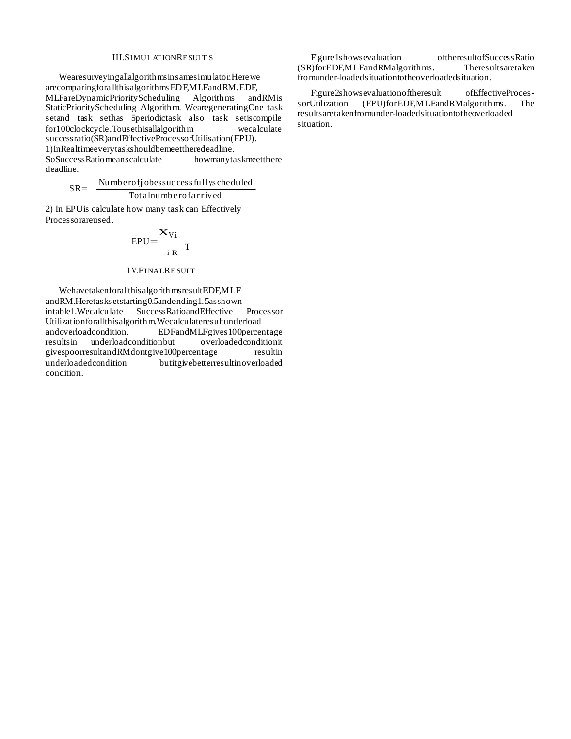## III. SIMULATION RESULTS

Wearesurveyingallalgorithmsinsamesimulator.Herewe arecomparingforallthisalgorithms EDF,MLFand RM.EDF, MLFareDynamicPriorityScheduling Algorithms andRMis StaticPriorityScheduling Algorithm. WearegeneratingOne task setand task sethas 5periodictask also task setiscompile for100clockcycle.Tousethisallalgorithm wecalculate successratio(SR)andEffectiveProcessorUtilisation(EPU).

1)InRealtimeeverytaskshouldbemeettheredeadline. SoSuccessRatiomeanscalculate howmanytaskmeetthere deadline.

$$SR = \frac{\text{Numberofjobessuccessfullyscheduled}}{\text{Totalnumberofarrived}}$$

2) In EPUis calculate how many task can Effectively Processorareused.

$$EPU = \sum_{i \in R} \frac{V_i}{T}$$

## IV. FINAL RESULT

Wehavetakenforallthisalgorithmsresult EDF,MLF andRM.Heretasksetstarting0.5andending1.5asshown intable1.Wecalculate SuccessRatioandEffective Processor Utilizationforallthisalgorithm.Wecalculateresultunderload andoverloadcondition. EDFandMLFgives100percentage resultsin underloadconditionbut overloadedconditionit givespoorresultandRMdontgive100percentage resultin underloadedcondition butitgivebetterresultinoverloaded condition.

Figure1showsevaluation oftheresultofSuccessRatio (SR)forEDF,MLFandRMalgorithms. Theresultsaretaken fromunder-loadedsituationtotheoverloadedsituation.

Figure2showsevaluationoftheresult ofEffectiveProcessorUtilization (EPU)forEDF,MLFandRMalgorithms. The resultsaretakenfromunder-loadedsituationtotheoverloaded situation.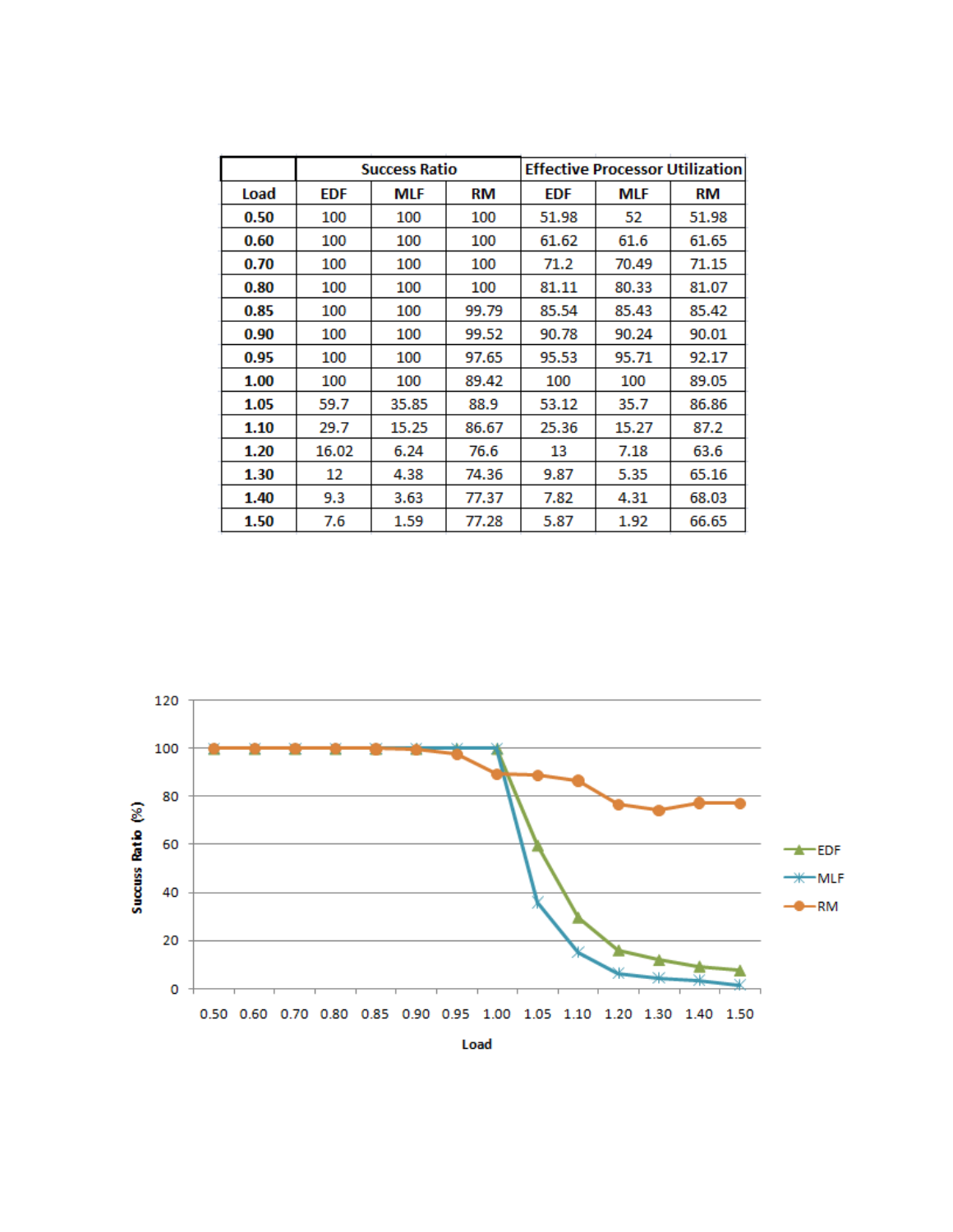| | Success Ratio | | | Effective Processor Utilization | | |
|---|---|---|---|---|---|---|
| **Load** | **EDF** | **MLF** | **RM** | **EDF** | **MLF** | **RM** |
| **0.50** | 100 | 100 | 100 | 51.98 | 52 | 51.98 |
| **0.60** | 100 | 100 | 100 | 61.62 | 61.6 | 61.65 |
| **0.70** | 100 | 100 | 100 | 71.2 | 70.49 | 71.15 |
| **0.80** | 100 | 100 | 100 | 81.11 | 80.33 | 81.07 |
| **0.85** | 100 | 100 | 99.79 | 85.54 | 85.43 | 85.42 |
| **0.90** | 100 | 100 | 99.52 | 90.78 | 90.24 | 90.01 |
| **0.95** | 100 | 100 | 97.65 | 95.53 | 95.71 | 92.17 |
| **1.00** | 100 | 100 | 89.42 | 100 | 100 | 89.05 |
| **1.05** | 59.7 | 35.85 | 88.9 | 53.12 | 35.7 | 86.86 |
| **1.10** | 29.7 | 15.25 | 86.67 | 25.36 | 15.27 | 87.2 |
| **1.20** | 16.02 | 6.24 | 76.6 | 13 | 7.18 | 63.6 |
| **1.30** | 12 | 4.38 | 74.36 | 9.87 | 5.35 | 65.16 |
| **1.40** | 9.3 | 3.63 | 77.37 | 7.82 | 4.31 | 68.03 |
| **1.50** | 7.6 | 1.59 | 77.28 | 5.87 | 1.92 | 66.65 |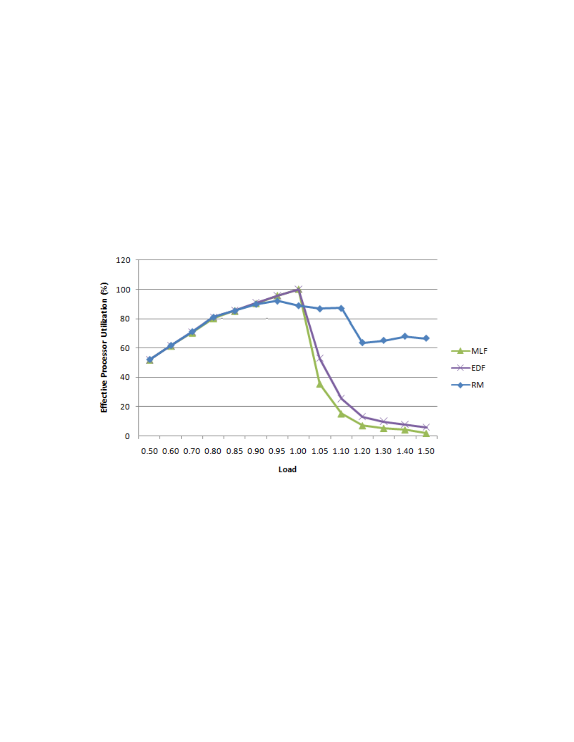Effective Processor Utilization (%)

120
100
80
60
40
20
0

0.50 0.60 0.70 0.80 0.85 0.90 0.95 1.00 1.05 1.10 1.20 1.30 1.40 1.50

Load

MLF
EDF
RM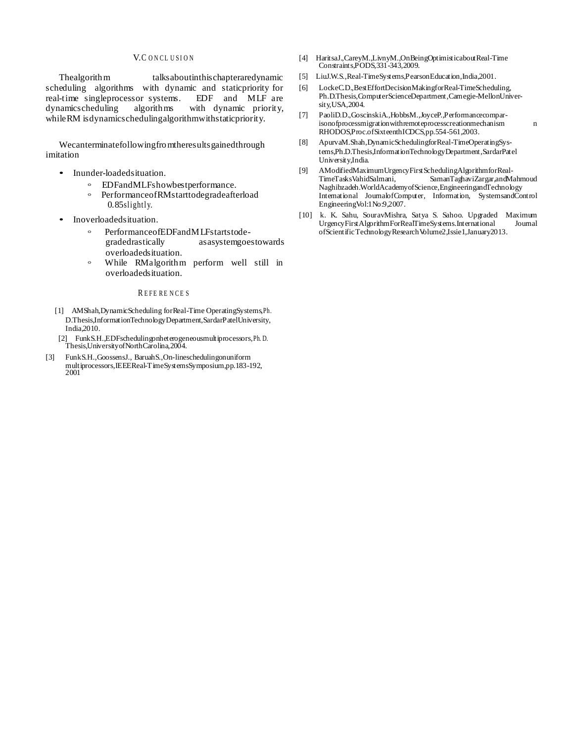## V. CONCLUSION

Thealgorithm talksaboutinthischapteraredynamic scheduling algorithms with dynamic and staticpriority for real-time singleprocessor systems. EDF and MLF are dynamicscheduling algorithms with dynamic priority, whileRM isdynamicschedulingalgorithmwithstaticpriority.

Wecanterminatefollowingfromtheresultsgainedthrough imitation

- Inunder-loadedsituation.
  - EDFandMLFshowbestperformance.
  - PerformanceofRMstarttodegradeafterload 0.85slightly.
- Inoverloadedsituation.
  - PerformanceofEDFandMLFstartstode-gradedrastically asasystemgoestowards overloadedsituation.
  - While RMalgorithm perform well still in overloadedsituation.

## REFERENCES

[1] AMShah,DynamicScheduling forReal-Time OperatingSystems,Ph. D.Thesis,InformationTechnologyDepartment,SardarPatelUniversity, India,2010.

[2] FunkS.H.,EDFschedulingonheterogeneousmultiprocessors,Ph. D. Thesis,UniversityofNorthCarolina,2004.

[3] FunkS.H.,GoossensJ., BaruahS.,On-lineschedulingonuniform multiprocessors,IEEEReal-TimeSystemsSymposium,pp.183-192, 2001

[4] HaritsaJ.,CareyM.,LivnyM.,OnBeingOptimisticaboutReal-Time Constraints,PODS,331-343,2009.

[5] LiuJ.W.S.,Real-TimeSystems,PearsonEducation,India,2001.

[6] LockeC.D.,BestEffortDecisionMakingforReal-TimeScheduling, Ph.D.Thesis,ComputerScienceDepartment,Carnegie-MellonUniver-sity,USA,2004.

[7] PaoliD.D.,GoscinskiA.,HobbsM.,JoyceP.,Performancecompar-isonofprocessmigrationwithremoteprocesscreationmechanism n RHODOS,Proc.ofSixteenthICDCS,pp.554-561,2003.

[8] ApurvaM.Shah,DynamicSchedulingforReal-TimeOperatingSys-tems,Ph.D.Thesis,InformationTechnologyDepartment,SardarPatel University,India.

[9] AModifiedMaximumUrgencyFirstSchedulingAlgorithmforReal-TimeTasksVahidSalmani, SamanTaghaviZargar,andMahmoud Naghibzadeh.WorldAcademyofScience,EngineeringandTechnology International JournalofComputer, Information, SystemsandControl EngineeringVol:1No:9,2007.

[10] k. K. Sahu, SouravMishra, Satya S. Sahoo. Upgraded Maximum UrgencyFirstAlgorithmForRealTimeSystems.International Journal ofScientificTechnologyResearchVolume2,Issie1,January2013.